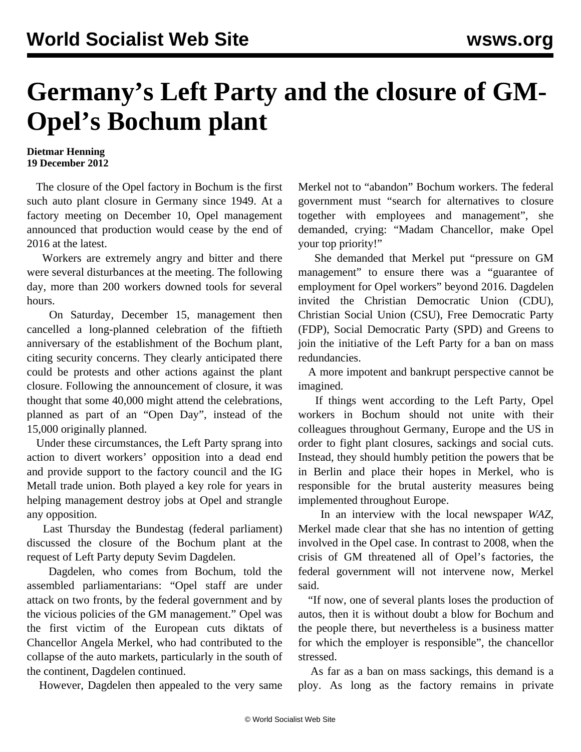# Germany's Left Party and the closure of GM-Opel's Bochum plant

**Dietmar Henning**
**19 December 2012**

The closure of the Opel factory in Bochum is the first such auto plant closure in Germany since 1949. At a factory meeting on December 10, Opel management announced that production would cease by the end of 2016 at the latest.

Workers are extremely angry and bitter and there were several disturbances at the meeting. The following day, more than 200 workers downed tools for several hours.

On Saturday, December 15, management then cancelled a long-planned celebration of the fiftieth anniversary of the establishment of the Bochum plant, citing security concerns. They clearly anticipated there could be protests and other actions against the plant closure. Following the announcement of closure, it was thought that some 40,000 might attend the celebrations, planned as part of an "Open Day", instead of the 15,000 originally planned.

Under these circumstances, the Left Party sprang into action to divert workers' opposition into a dead end and provide support to the factory council and the IG Metall trade union. Both played a key role for years in helping management destroy jobs at Opel and strangle any opposition.

Last Thursday the Bundestag (federal parliament) discussed the closure of the Bochum plant at the request of Left Party deputy Sevim Dagdelen.

Dagdelen, who comes from Bochum, told the assembled parliamentarians: "Opel staff are under attack on two fronts, by the federal government and by the vicious policies of the GM management." Opel was the first victim of the European cuts diktats of Chancellor Angela Merkel, who had contributed to the collapse of the auto markets, particularly in the south of the continent, Dagdelen continued.

However, Dagdelen then appealed to the very same Merkel not to "abandon" Bochum workers. The federal government must "search for alternatives to closure together with employees and management", she demanded, crying: "Madam Chancellor, make Opel your top priority!"

She demanded that Merkel put "pressure on GM management" to ensure there was a "guarantee of employment for Opel workers" beyond 2016. Dagdelen invited the Christian Democratic Union (CDU), Christian Social Union (CSU), Free Democratic Party (FDP), Social Democratic Party (SPD) and Greens to join the initiative of the Left Party for a ban on mass redundancies.

A more impotent and bankrupt perspective cannot be imagined.

If things went according to the Left Party, Opel workers in Bochum should not unite with their colleagues throughout Germany, Europe and the US in order to fight plant closures, sackings and social cuts. Instead, they should humbly petition the powers that be in Berlin and place their hopes in Merkel, who is responsible for the brutal austerity measures being implemented throughout Europe.

In an interview with the local newspaper *WAZ*, Merkel made clear that she has no intention of getting involved in the Opel case. In contrast to 2008, when the crisis of GM threatened all of Opel's factories, the federal government will not intervene now, Merkel said.

"If now, one of several plants loses the production of autos, then it is without doubt a blow for Bochum and the people there, but nevertheless is a business matter for which the employer is responsible", the chancellor stressed.

As far as a ban on mass sackings, this demand is a ploy. As long as the factory remains in private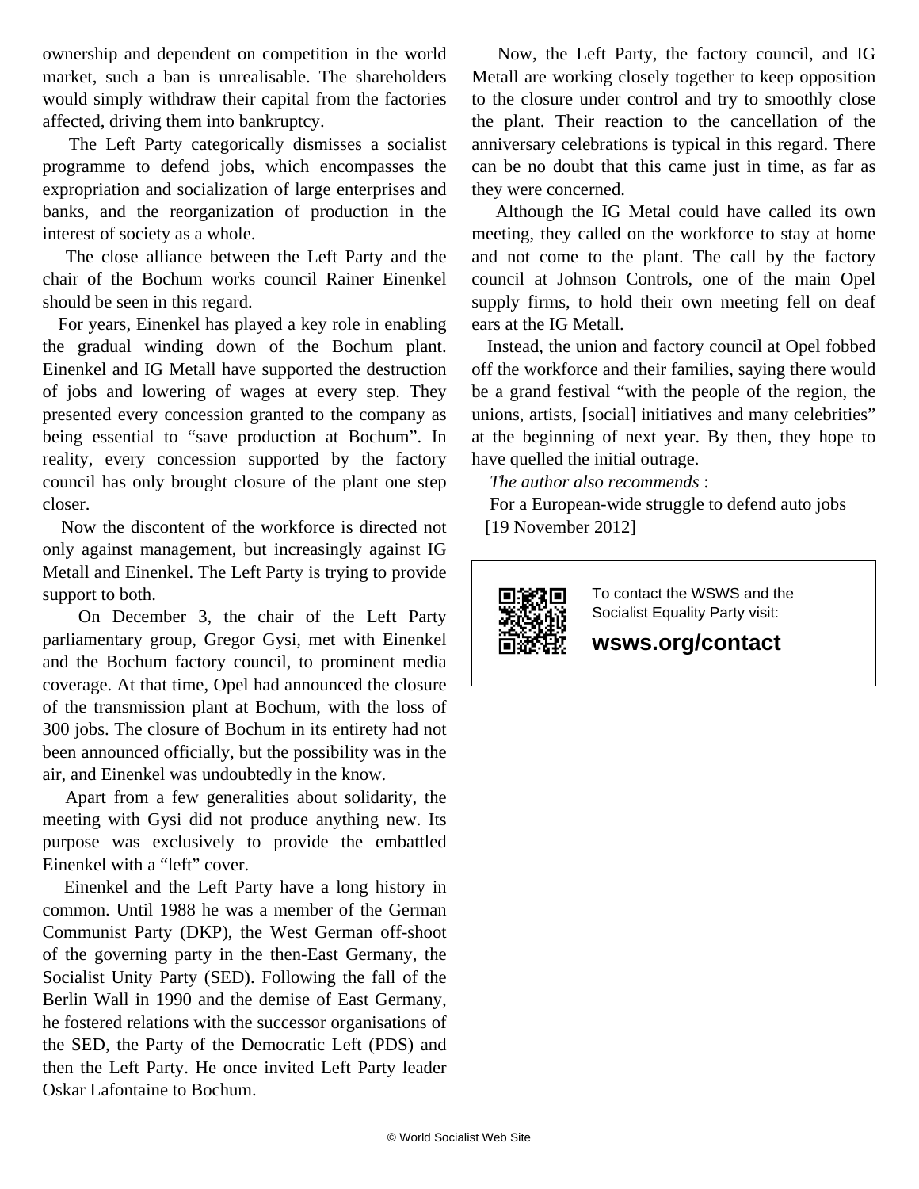ownership and dependent on competition in the world market, such a ban is unrealisable. The shareholders would simply withdraw their capital from the factories affected, driving them into bankruptcy.

The Left Party categorically dismisses a socialist programme to defend jobs, which encompasses the expropriation and socialization of large enterprises and banks, and the reorganization of production in the interest of society as a whole.

The close alliance between the Left Party and the chair of the Bochum works council Rainer Einenkel should be seen in this regard.

For years, Einenkel has played a key role in enabling the gradual winding down of the Bochum plant. Einenkel and IG Metall have supported the destruction of jobs and lowering of wages at every step. They presented every concession granted to the company as being essential to "save production at Bochum". In reality, every concession supported by the factory council has only brought closure of the plant one step closer.

Now the discontent of the workforce is directed not only against management, but increasingly against IG Metall and Einenkel. The Left Party is trying to provide support to both.

On December 3, the chair of the Left Party parliamentary group, Gregor Gysi, met with Einenkel and the Bochum factory council, to prominent media coverage. At that time, Opel had announced the closure of the transmission plant at Bochum, with the loss of 300 jobs. The closure of Bochum in its entirety had not been announced officially, but the possibility was in the air, and Einenkel was undoubtedly in the know.

Apart from a few generalities about solidarity, the meeting with Gysi did not produce anything new. Its purpose was exclusively to provide the embattled Einenkel with a "left" cover.

Einenkel and the Left Party have a long history in common. Until 1988 he was a member of the German Communist Party (DKP), the West German off-shoot of the governing party in the then-East Germany, the Socialist Unity Party (SED). Following the fall of the Berlin Wall in 1990 and the demise of East Germany, he fostered relations with the successor organisations of the SED, the Party of the Democratic Left (PDS) and then the Left Party. He once invited Left Party leader Oskar Lafontaine to Bochum.

Now, the Left Party, the factory council, and IG Metall are working closely together to keep opposition to the closure under control and try to smoothly close the plant. Their reaction to the cancellation of the anniversary celebrations is typical in this regard. There can be no doubt that this came just in time, as far as they were concerned.

Although the IG Metal could have called its own meeting, they called on the workforce to stay at home and not come to the plant. The call by the factory council at Johnson Controls, one of the main Opel supply firms, to hold their own meeting fell on deaf ears at the IG Metall.

Instead, the union and factory council at Opel fobbed off the workforce and their families, saying there would be a grand festival "with the people of the region, the unions, artists, [social] initiatives and many celebrities" at the beginning of next year. By then, they hope to have quelled the initial outrage.

*The author also recommends* :

For a European-wide struggle to defend auto jobs
[19 November 2012]

To contact the WSWS and the Socialist Equality Party visit:

**wsws.org/contact**